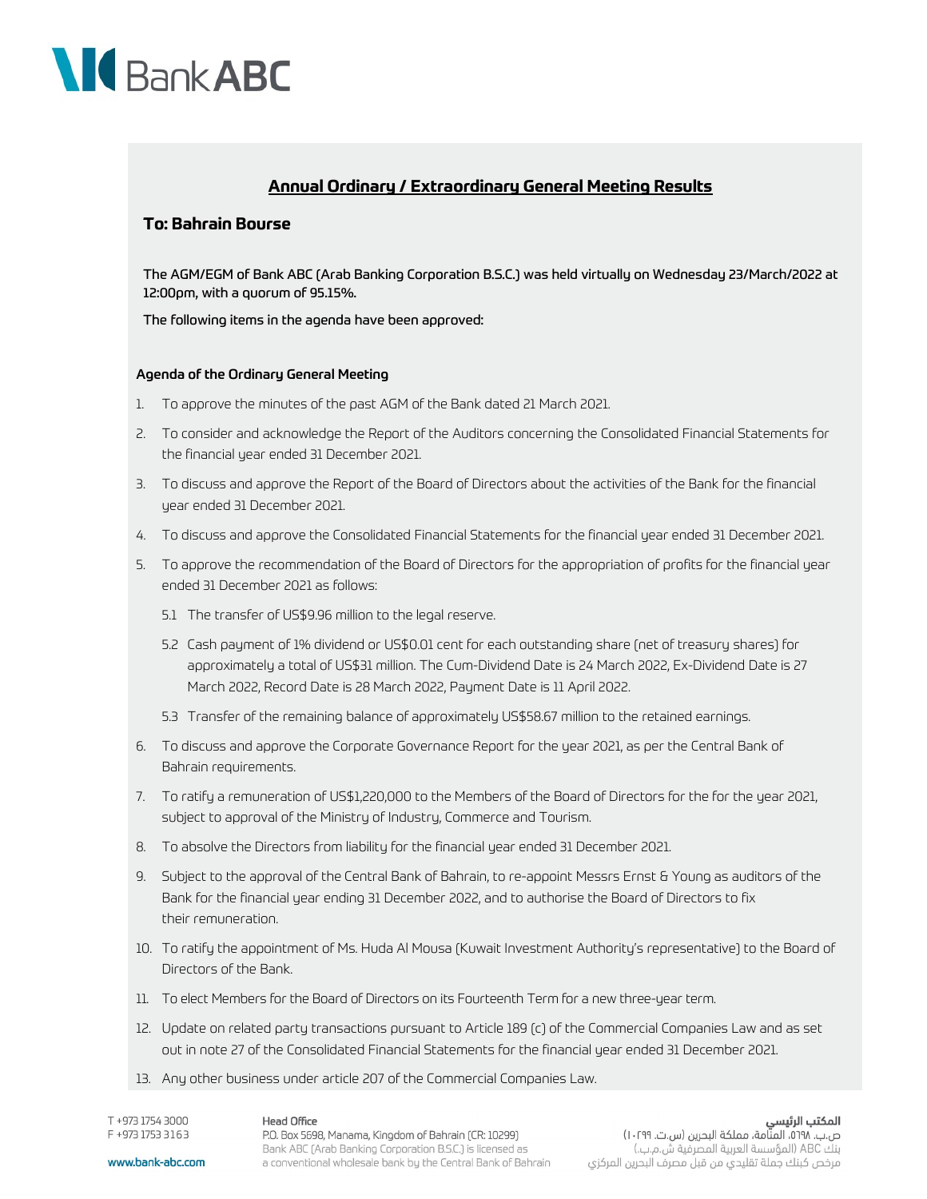# Bank ABC

## Annual Ordinary / Extraordinary General Meeting Results

### To: Bahrain Bourse

**The AGM/EGM of Bank ABC (Arab Banking Corporation B.S.C.) was held virtually on Wednesday 23/March/2022 at 12:00pm, with a quorum of 95.15%.**

**The following items in the agenda have been approved:**

#### Agenda of the Ordinary General Meeting

1. To approve the minutes of the past AGM of the Bank dated 21 March 2021.
2. To consider and acknowledge the Report of the Auditors concerning the Consolidated Financial Statements for the financial year ended 31 December 2021.
3. To discuss and approve the Report of the Board of Directors about the activities of the Bank for the financial year ended 31 December 2021.
4. To discuss and approve the Consolidated Financial Statements for the financial year ended 31 December 2021.
5. To approve the recommendation of the Board of Directors for the appropriation of profits for the financial year ended 31 December 2021 as follows:
   - 5.1 The transfer of US$9.96 million to the legal reserve.
   - 5.2 Cash payment of 1% dividend or US$0.01 cent for each outstanding share (net of treasury shares) for approximately a total of US$31 million. The Cum-Dividend Date is 24 March 2022, Ex-Dividend Date is 27 March 2022, Record Date is 28 March 2022, Payment Date is 11 April 2022.
   - 5.3 Transfer of the remaining balance of approximately US$58.67 million to the retained earnings.
6. To discuss and approve the Corporate Governance Report for the year 2021, as per the Central Bank of Bahrain requirements.
7. To ratify a remuneration of US$1,220,000 to the Members of the Board of Directors for the for the year 2021, subject to approval of the Ministry of Industry, Commerce and Tourism.
8. To absolve the Directors from liability for the financial year ended 31 December 2021.
9. Subject to the approval of the Central Bank of Bahrain, to re-appoint Messrs Ernst & Young as auditors of the Bank for the financial year ending 31 December 2022, and to authorise the Board of Directors to fix their remuneration.
10. To ratify the appointment of Ms. Huda Al Mousa (Kuwait Investment Authority's representative) to the Board of Directors of the Bank.
11. To elect Members for the Board of Directors on its Fourteenth Term for a new three-year term.
12. Update on related party transactions pursuant to Article 189 (c) of the Commercial Companies Law and as set out in note 27 of the Consolidated Financial Statements for the financial year ended 31 December 2021.
13. Any other business under article 207 of the Commercial Companies Law.

T +973 1754 3000
F +973 1753 3163
www.bank-abc.com

**Head Office**
P.O. Box 5698, Manama, Kingdom of Bahrain (CR: 10299)
Bank ABC (Arab Banking Corporation B.S.C.) is licensed as a conventional wholesale bank by the Central Bank of Bahrain

**المكتب الرئيسي**
ص.ب. ٥٦٩٨، المنامة، مملكة البحرين (س.ت. ١٠٢٩٩)
بنك ABC (المؤسسة العربية المصرفية ش.م.ب.)
مرخص كبنك جملة تقليدي من قبل مصرف البحرين المركزي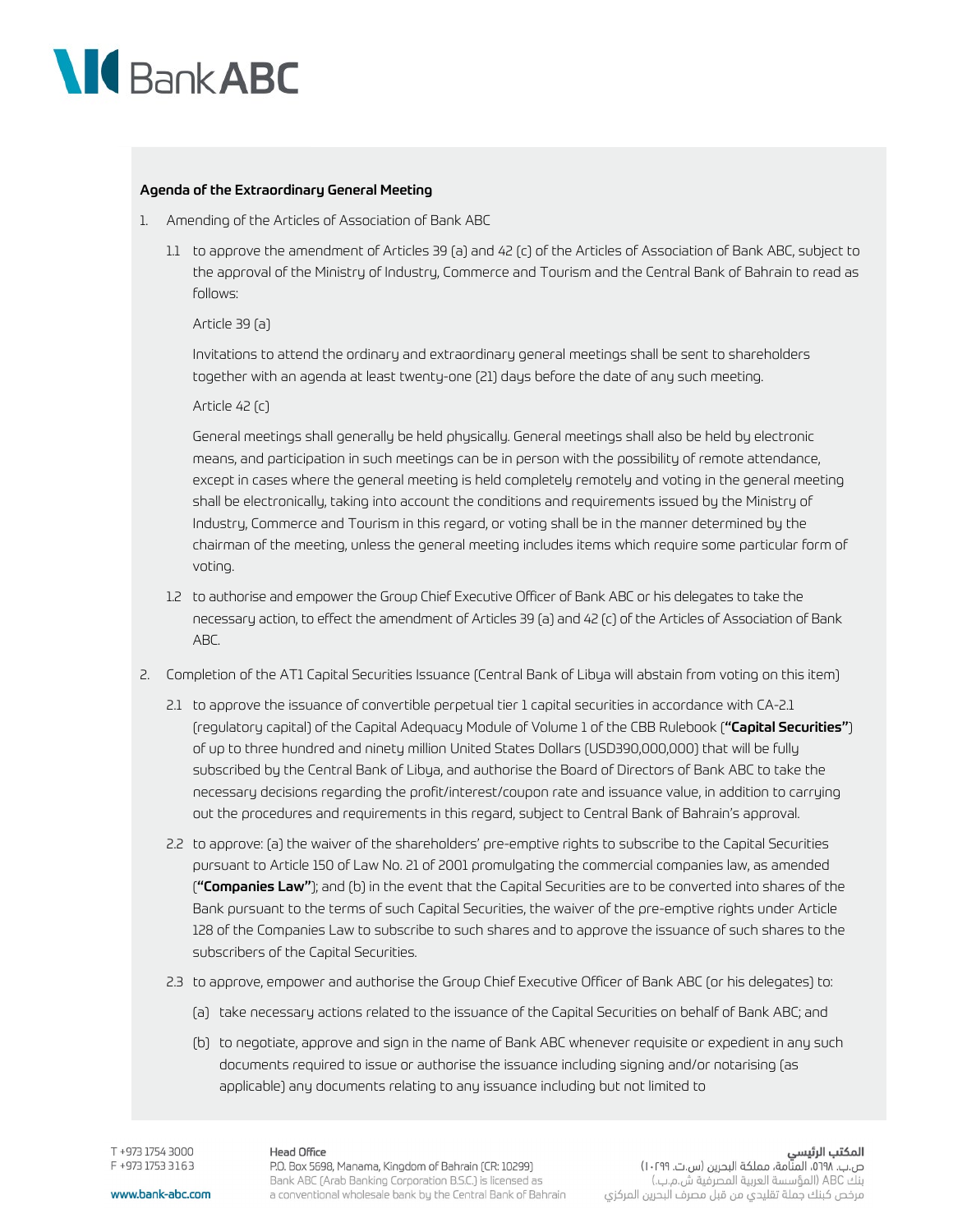**Agenda of the Extraordinary General Meeting**

1. Amending of the Articles of Association of Bank ABC

   1.1 to approve the amendment of Articles 39 (a) and 42 (c) of the Articles of Association of Bank ABC, subject to the approval of the Ministry of Industry, Commerce and Tourism and the Central Bank of Bahrain to read as follows:

   Article 39 (a)

   Invitations to attend the ordinary and extraordinary general meetings shall be sent to shareholders together with an agenda at least twenty-one (21) days before the date of any such meeting.

   Article 42 (c)

   General meetings shall generally be held physically. General meetings shall also be held by electronic means, and participation in such meetings can be in person with the possibility of remote attendance, except in cases where the general meeting is held completely remotely and voting in the general meeting shall be electronically, taking into account the conditions and requirements issued by the Ministry of Industry, Commerce and Tourism in this regard, or voting shall be in the manner determined by the chairman of the meeting, unless the general meeting includes items which require some particular form of voting.

   1.2 to authorise and empower the Group Chief Executive Officer of Bank ABC or his delegates to take the necessary action, to effect the amendment of Articles 39 (a) and 42 (c) of the Articles of Association of Bank ABC.

2. Completion of the AT1 Capital Securities Issuance (Central Bank of Libya will abstain from voting on this item)

   2.1 to approve the issuance of convertible perpetual tier 1 capital securities in accordance with CA-2.1 (regulatory capital) of the Capital Adequacy Module of Volume 1 of the CBB Rulebook (**"Capital Securities"**) of up to three hundred and ninety million United States Dollars (USD390,000,000) that will be fully subscribed by the Central Bank of Libya, and authorise the Board of Directors of Bank ABC to take the necessary decisions regarding the profit/interest/coupon rate and issuance value, in addition to carrying out the procedures and requirements in this regard, subject to Central Bank of Bahrain's approval.

   2.2 to approve: (a) the waiver of the shareholders' pre-emptive rights to subscribe to the Capital Securities pursuant to Article 150 of Law No. 21 of 2001 promulgating the commercial companies law, as amended (**"Companies Law"**); and (b) in the event that the Capital Securities are to be converted into shares of the Bank pursuant to the terms of such Capital Securities, the waiver of the pre-emptive rights under Article 128 of the Companies Law to subscribe to such shares and to approve the issuance of such shares to the subscribers of the Capital Securities.

   2.3 to approve, empower and authorise the Group Chief Executive Officer of Bank ABC (or his delegates) to:

   (a) take necessary actions related to the issuance of the Capital Securities on behalf of Bank ABC; and

   (b) to negotiate, approve and sign in the name of Bank ABC whenever requisite or expedient in any such documents required to issue or authorise the issuance including signing and/or notarising (as applicable) any documents relating to any issuance including but not limited to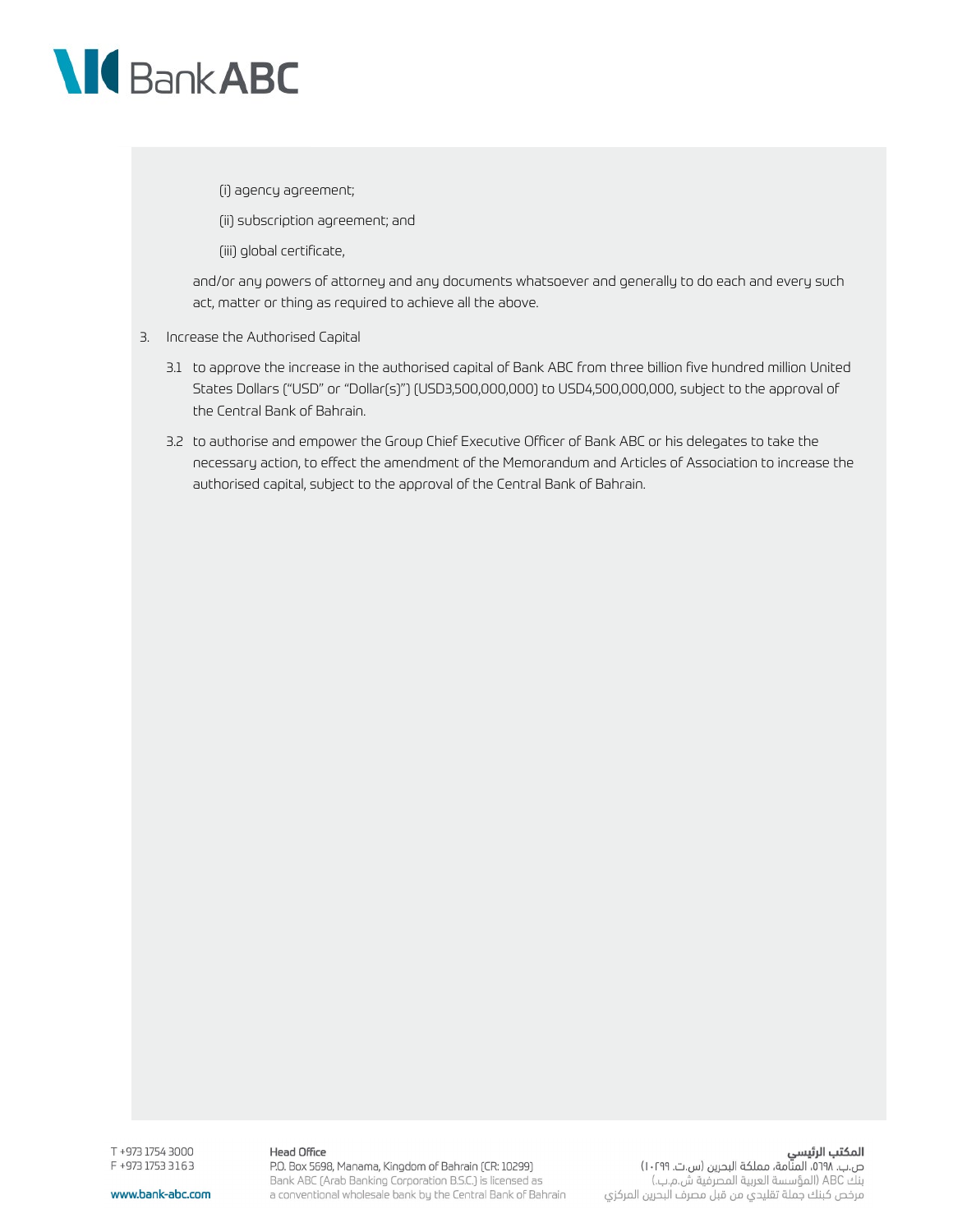(i) agency agreement;

(ii) subscription agreement; and

(iii) global certificate,

and/or any powers of attorney and any documents whatsoever and generally to do each and every such act, matter or thing as required to achieve all the above.

3. Increase the Authorised Capital

3.1 to approve the increase in the authorised capital of Bank ABC from three billion five hundred million United States Dollars ("USD" or "Dollar(s)") (USD3,500,000,000) to USD4,500,000,000, subject to the approval of the Central Bank of Bahrain.

3.2 to authorise and empower the Group Chief Executive Officer of Bank ABC or his delegates to take the necessary action, to effect the amendment of the Memorandum and Articles of Association to increase the authorised capital, subject to the approval of the Central Bank of Bahrain.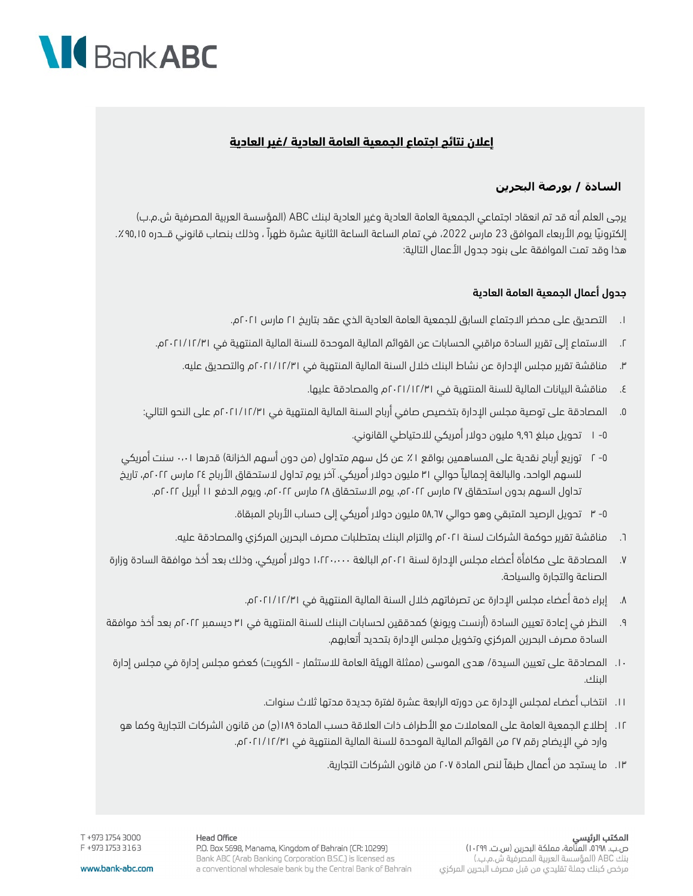## إعلان نتائج اجتماع الجمعية العامة العادية /غير العادية

### السادة / بورصة البحرين

يرجى العلم أنه قد تم انعقاد اجتماعي الجمعية العامة العادية وغير العادية لبنك ABC (المؤسسة العربية المصرفية ش.م.ب) إلكترونيًا يوم الأربعاء الموافق 23 مارس 2022، في تمام الساعة الساعة الثانية عشرة ظهراً ، وذلك بنصاب قانوني قـدره ٩٠,١٥٪. هذا وقد تمت الموافقة على بنود جدول الأعمال التالية:

**جدول أعمال الجمعية العامة العادية**

١. التصديق على محضر الاجتماع السابق للجمعية العامة العادية الذي عقد بتاريخ ٢١ مارس ٢٠٢١م.

٢. الاستماع إلى تقرير السادة مراقبي الحسابات عن القوائم المالية الموحدة للسنة المالية المنتهية في ٢٠٢١/١٢/٣١م.

٣. مناقشة تقرير مجلس الإدارة عن نشاط البنك خلال السنة المالية المنتهية في ٢٠٢١/١٢/٣١م والتصديق عليه.

٤. مناقشة البيانات المالية للسنة المنتهية في ٢٠٢١/١٢/٣١م والمصادقة عليها.

٥. المصادقة على توصية مجلس الإدارة بتخصيص صافي أرباح السنة المالية المنتهية في ٢٠٢١/١٢/٣١م على النحو التالي:

٥- ١ تحويل مبلغ ٩,٩٦ مليون دولار أمريكي للاحتياطي القانوني.

٥- ٢ توزيع أرباح نقدية على المساهمين بواقع ١٪ عن كل سهم متداول (من دون أسهم الخزانة) قدرها ٠,٠١ سنت أمريكي للسهم الواحد، والبالغة إجمالياً حوالي ٣١ مليون دولار أمريكي. آخر يوم تداول لاستحقاق الأرباح ٢٤ مارس ٢٠٢٢م، تاريخ تداول السهم بدون استحقاق ٢٧ مارس ٢٠٢٢م، يوم الاستحقاق ٢٨ مارس ٢٠٢٢م، ويوم الدفع ١١ أبريل ٢٠٢٢م.

٥- ٣ تحويل الرصيد المتبقي وهو حوالي ٥٨,٦٧ مليون دولار أمريكي إلى حساب الأرباح المبقاة.

٦. مناقشة تقرير حوكمة الشركات لسنة ٢٠٢١م والتزام البنك بمتطلبات مصرف البحرين المركزي والمصادقة عليه.

٧. المصادقة على مكافأة أعضاء مجلس الإدارة لسنة ٢٠٢١م البالغة ١,٠٢٢٠,٠٠٠ دولار أمريكي، وذلك بعد أخذ موافقة السادة وزارة الصناعة والتجارة والسياحة.

٨. إبراء ذمة أعضاء مجلس الإدارة عن تصرفاتهم خلال السنة المالية المنتهية في ٢٠٢١/١٢/٣١م.

٩. النظر في إعادة تعيين السادة (أرنست ويونغ) كمدققين لحسابات البنك للسنة المنتهية في ٣١ ديسمبر ٢٠٢٢م بعد أخذ موافقة السادة مصرف البحرين المركزي وتخويل مجلس الإدارة بتحديد أتعابهم.

١٠. المصادقة على تعيين السيدة/ هدى الموسى (ممثلة الهيئة العامة للاستثمار - الكويت) كعضو مجلس إدارة في مجلس إدارة البنك.

١١. انتخاب أعضاء لمجلس الإدارة عن دورته الرابعة عشرة لفترة جديدة مدتها ثلاث سنوات.

١٢. إطلاع الجمعية العامة على المعاملات مع الأطراف ذات العلاقة حسب المادة ١٨٩(ج) من قانون الشركات التجارية وكما هو وارد في الإيضاح رقم ٢٧ من القوائم المالية الموحدة للسنة المالية المنتهية في ٢٠٢١/١٢/٣١م.

١٣. ما يستجد من أعمال طبقاً لنص المادة ٢٠٧ من قانون الشركات التجارية.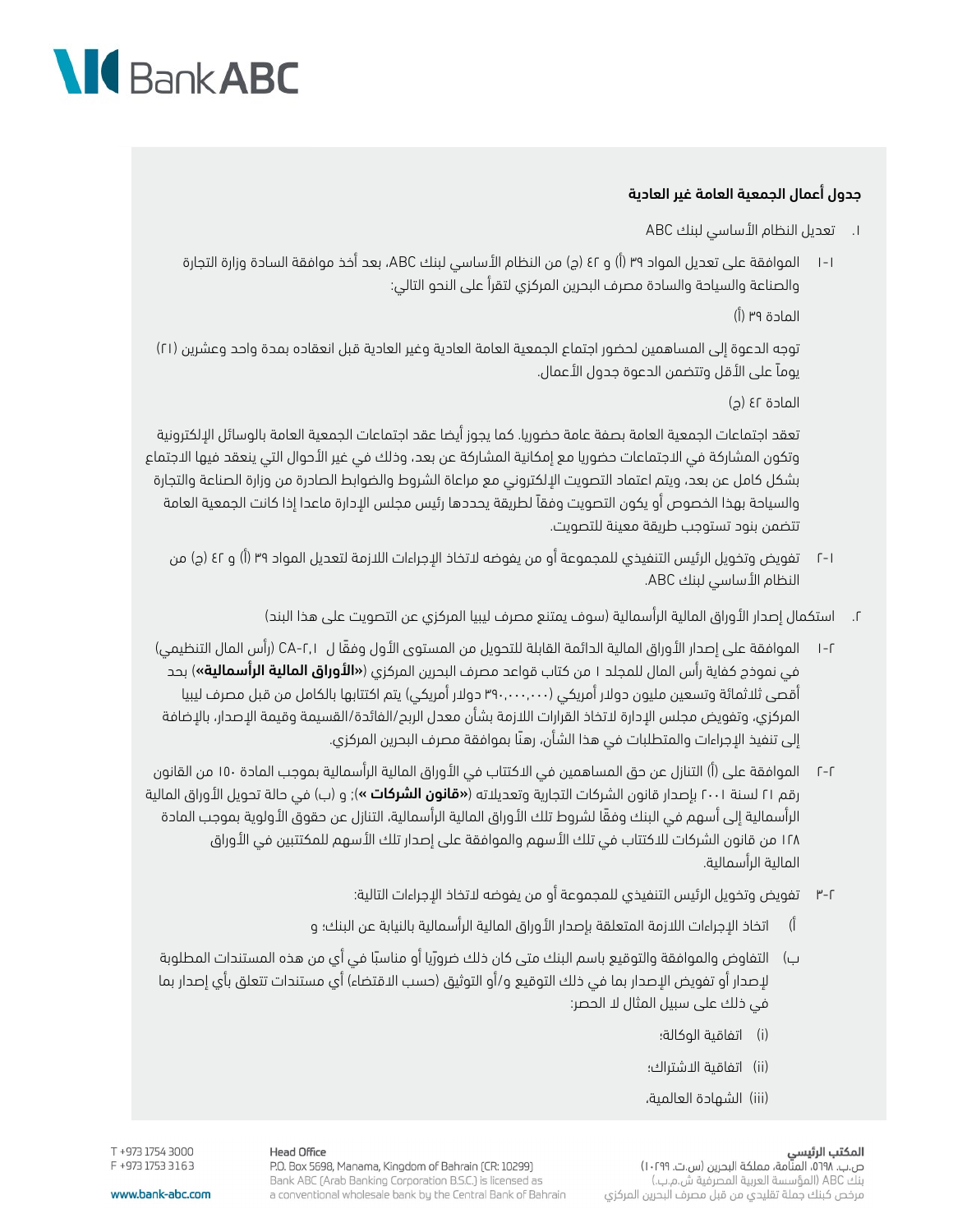**جدول أعمال الجمعية العامة غير العادية**

١. تعديل النظام الأساسي لبنك ABC

١-١ الموافقة على تعديل المواد ٣٩ (أ) و ٤٢ (ج) من النظام الأساسي لبنك ABC، بعد أخذ موافقة السادة وزارة التجارة والصناعة والسياحة والسادة مصرف البحرين المركزي لتقرأ على النحو التالي:

المادة ٣٩ (أ)

توجه الدعوة إلى المساهمين لحضور اجتماع الجمعية العامة العادية وغير العادية قبل انعقاده بمدة واحد وعشرين (٢١) يوماً على الأقل وتتضمن الدعوة جدول الأعمال.

المادة ٤٢ (ج)

تعقد اجتماعات الجمعية العامة بصفة عامة حضوريا. كما يجوز أيضا عقد اجتماعات الجمعية العامة بالوسائل الإلكترونية وتكون المشاركة في الاجتماعات حضوريا مع إمكانية المشاركة عن بعد، وذلك في غير الأحوال التي ينعقد فيها الاجتماع بشكل كامل عن بعد، ويتم اعتماد التصويت الإلكتروني مع مراعاة الشروط والضوابط الصادرة من وزارة الصناعة والتجارة والسياحة بهذا الخصوص أو يكون التصويت وفقاً لطريقة يحددها رئيس مجلس الإدارة ماعدا إذا كانت الجمعية العامة تتضمن بنود تستوجب طريقة معينة للتصويت.

٢-١ تفويض وتخويل الرئيس التنفيذي للمجموعة أو من يفوضه لاتخاذ الإجراءات اللازمة لتعديل المواد ٣٩ (أ) و ٤٢ (ج) من النظام الأساسي لبنك ABC.

٢. استكمال إصدار الأوراق المالية الرأسمالية (سوف يمتنع مصرف ليبيا المركزي عن التصويت على هذا البند)

١-٢ الموافقة على إصدار الأوراق المالية الدائمة القابلة للتحويل من المستوى الأول وفقًا لـ CA-٢,١ (رأس المال التنظيمي) في نموذج كفاية رأس المال للمجلد ١ من كتاب قواعد مصرف البحرين المركزي (**«الأوراق المالية الرأسمالية»**) بحد أقصى ثلاثمائة وتسعين مليون دولار أمريكي (٣٩٠,٠٠٠,٠٠٠ دولار أمريكي) يتم اكتتابها بالكامل من قبل مصرف ليبيا المركزي، وتفويض مجلس الإدارة لاتخاذ القرارات اللازمة بشأن معدل الربح/الفائدة/القسيمة وقيمة الإصدار، بالإضافة إلى تنفيذ الإجراءات والمتطلبات في هذا الشأن، رهنًا بموافقة مصرف البحرين المركزي.

٢-٢ الموافقة على (أ) التنازل عن حق المساهمين في الاكتتاب في الأوراق المالية الرأسمالية بموجب المادة ١٥٠ من القانون رقم ٢١ لسنة ٢٠٠١ بإصدار قانون الشركات التجارية وتعديلاته (**«قانون الشركات »**)؛ و (ب) في حالة تحويل الأوراق المالية الرأسمالية إلى أسهم في البنك وفقًا لشروط تلك الأوراق المالية الرأسمالية، التنازل عن حقوق الأولوية بموجب المادة ١٢٨ من قانون الشركات للاكتتاب في تلك الأسهم والموافقة على إصدار تلك الأسهم للمكتتبين في الأوراق المالية الرأسمالية.

٣-٢ تفويض وتخويل الرئيس التنفيذي للمجموعة أو من يفوضه لاتخاذ الإجراءات التالية:

أ) اتخاذ الإجراءات اللازمة المتعلقة بإصدار الأوراق المالية الرأسمالية بالنيابة عن البنك؛ و

ب) التفاوض والموافقة والتوقيع باسم البنك متى كان ذلك ضروريًا أو مناسبًا في أي من هذه المستندات المطلوبة لإصدار أو تفويض الإصدار بما في ذلك التوقيع و/أو التوثيق (حسب الاقتضاء) أي مستندات تتعلق بأي إصدار بما في ذلك على سبيل المثال لا الحصر:

(i) اتفاقية الوكالة؛

(ii) اتفاقية الاشتراك؛

(iii) الشهادة العالمية،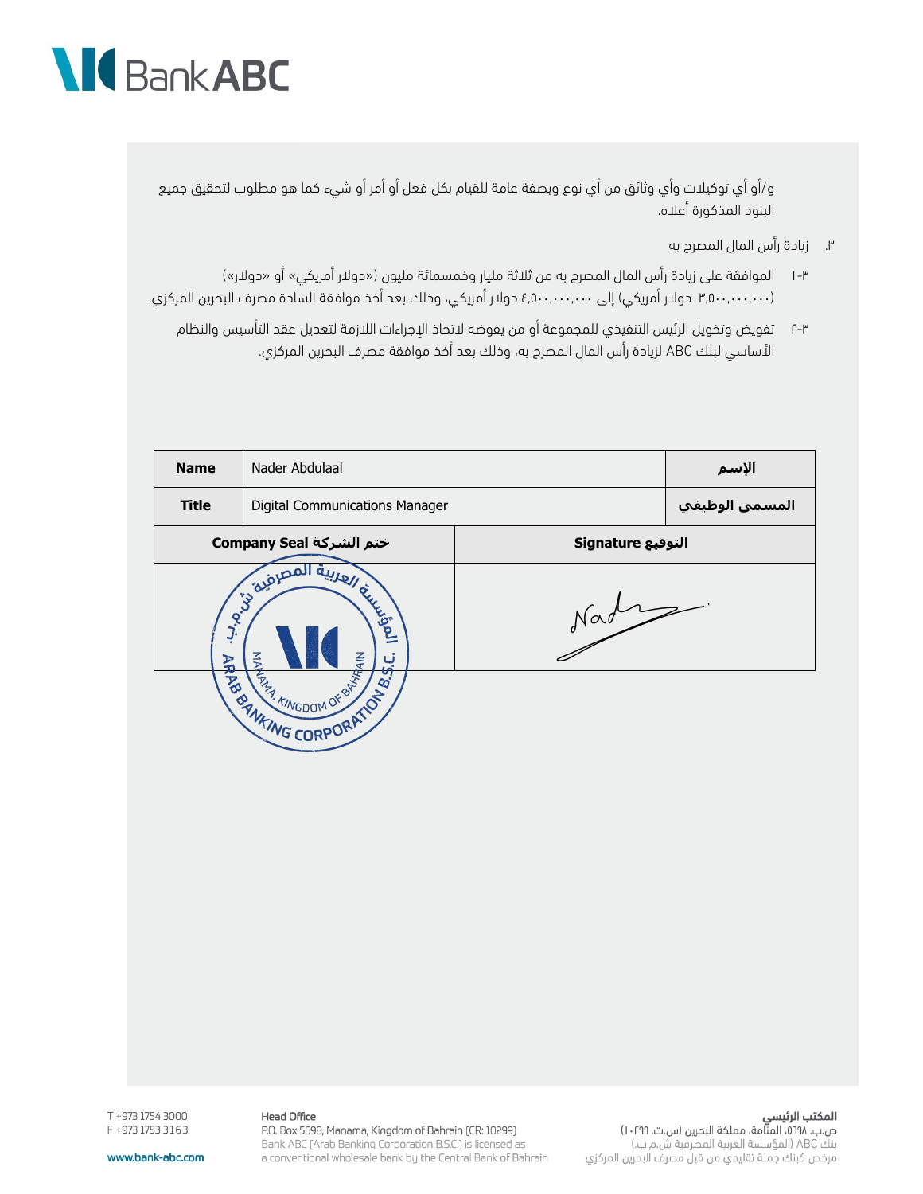و/أو أي توكيلات وأي وثائق من أي نوع وبصفة عامة للقيام بكل فعل أو أمر أو شيء كما هو مطلوب لتحقيق جميع البنود المذكورة أعلاه.

٣. زيادة رأس المال المصرح به

٣-١ الموافقة على زيادة رأس المال المصرح به من ثلاثة مليار وخمسمائة مليون («دولار أمريكي» أو «دولار») (٣,٥٠٠,٠٠٠,٠٠٠ دولار أمريكي) إلى ٤,٥٠٠,٠٠٠,٠٠٠ دولار أمريكي، وذلك بعد أخذ موافقة السادة مصرف البحرين المركزي.

٣-٢ تفويض وتخويل الرئيس التنفيذي للمجموعة أو من يفوضه لاتخاذ الإجراءات اللازمة لتعديل عقد التأسيس والنظام الأساسي لبنك ABC لزيادة رأس المال المصرح به، وذلك بعد أخذ موافقة مصرف البحرين المركزي.

| | | |
|---|---|---|
| **Name** | Nader Abdulaal | **الإسم** |
| **Title** | Digital Communications Manager | **المسمى الوظيفي** |
| **Company Seal ختم الشركة** | | **Signature التوقيع** |
| المؤسسة العربية المصرفية ش.م.ب. ARAB BANKING CORPORATION B.S.C. MANAMA, KINGDOM OF BAHRAIN | | Nad |